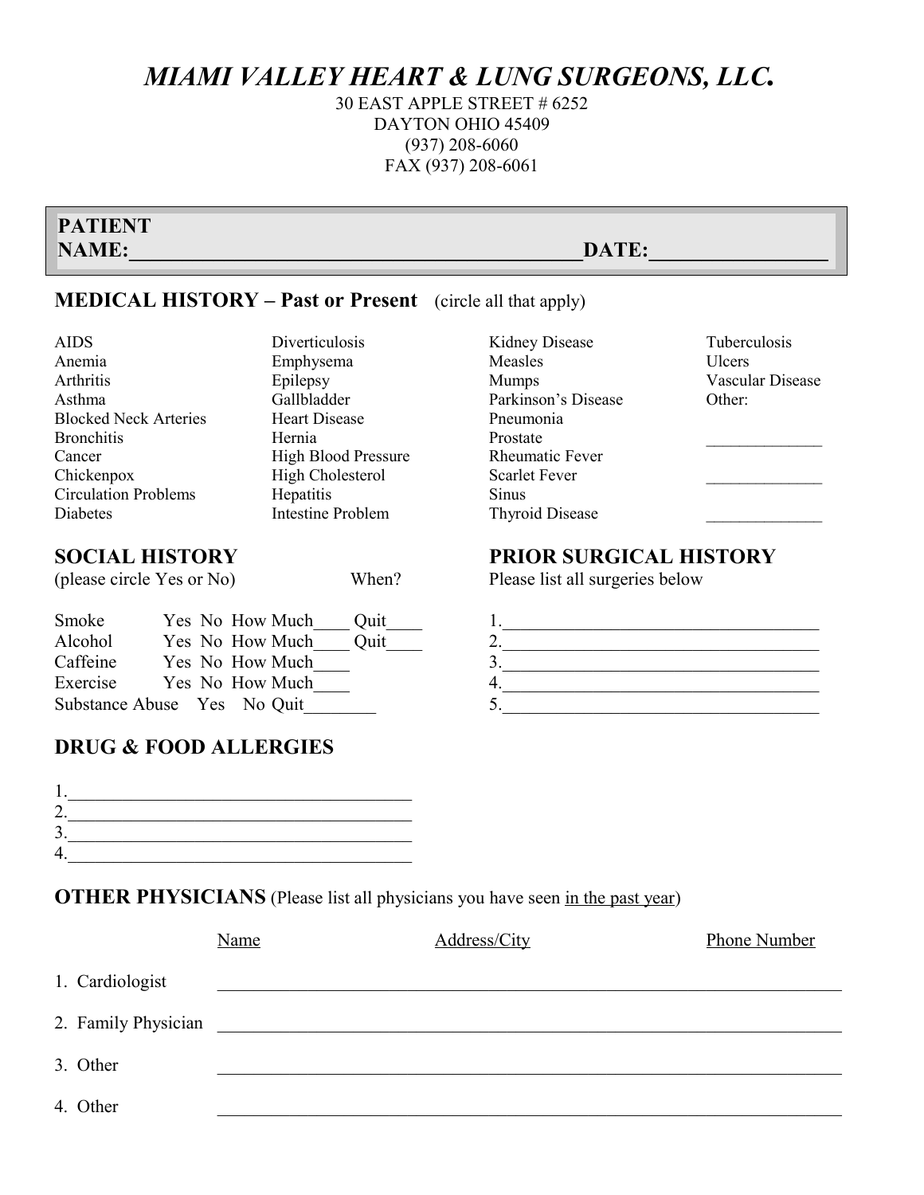# *MIAMI VALLEY HEART & LUNG SURGEONS, LLC.*

30 EAST APPLE STREET # 6252
DAYTON OHIO 45409
(937) 208-6060
FAX (937) 208-6061

**PATIENT NAME:**_____________________________________________**DATE:**_________________

## MEDICAL HISTORY – Past or Present (circle all that apply)

| | | | |
|---|---|---|---|
| AIDS | Diverticulosis | Kidney Disease | Tuberculosis |
| Anemia | Emphysema | Measles | Ulcers |
| Arthritis | Epilepsy | Mumps | Vascular Disease |
| Asthma | Gallbladder | Parkinson's Disease | Other: |
| Blocked Neck Arteries | Heart Disease | Pneumonia | |
| Bronchitis | Hernia | Prostate | ______________ |
| Cancer | High Blood Pressure | Rheumatic Fever | |
| Chickenpox | High Cholesterol | Scarlet Fever | ______________ |
| Circulation Problems | Hepatitis | Sinus | |
| Diabetes | Intestine Problem | Thyroid Disease | ______________ |

## SOCIAL HISTORY

(please circle Yes or No) When?

Smoke Yes No How Much____ Quit____
Alcohol Yes No How Much____ Quit____
Caffeine Yes No How Much____
Exercise Yes No How Much____
Substance Abuse Yes No Quit________

## PRIOR SURGICAL HISTORY

Please list all surgeries below

1.____________________________________
2.____________________________________
3.____________________________________
4.____________________________________
5.____________________________________

## DRUG & FOOD ALLERGIES

1.________________________________________
2.________________________________________
3.________________________________________
4.________________________________________

## OTHER PHYSICIANS (Please list all physicians you have seen in the past year)

| | Name | Address/City | Phone Number |
|---|---|---|---|
| 1. Cardiologist | | | |
| 2. Family Physician | | | |
| 3. Other | | | |
| 4. Other | | | |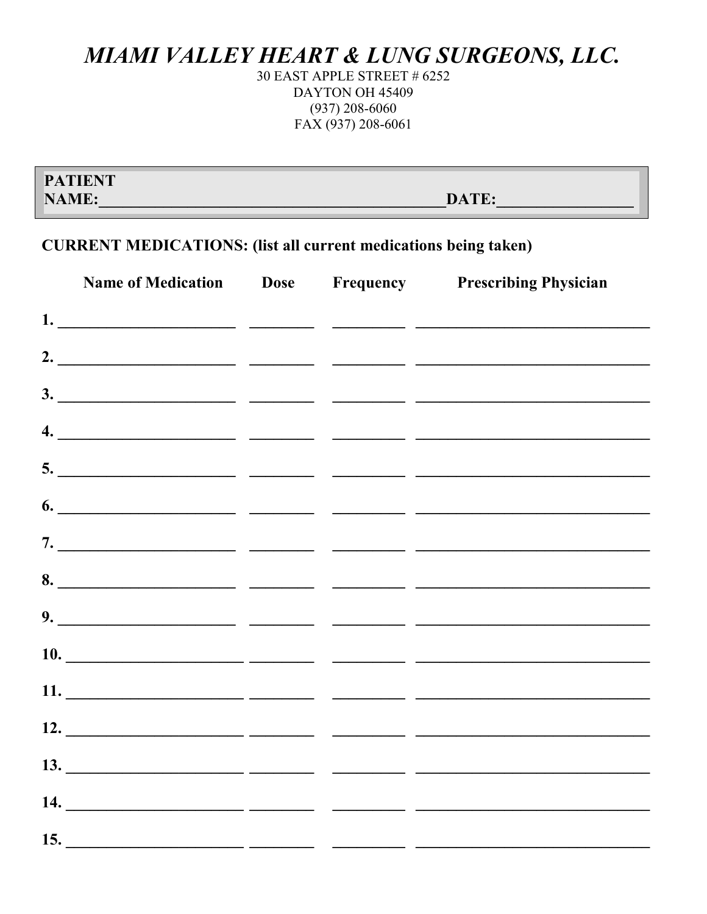# *MIAMI VALLEY HEART & LUNG SURGEONS, LLC.*

30 EAST APPLE STREET # 6252
DAYTON OH 45409
(937) 208-6060
FAX (937) 208-6061

**PATIENT NAME:**\_\_\_\_\_\_\_\_\_\_\_\_\_\_\_\_\_\_\_\_\_\_\_\_\_\_\_\_\_\_\_\_\_\_\_\_\_\_\_\_\_\_**DATE:**\_\_\_\_\_\_\_\_\_\_\_\_\_\_\_\_

**CURRENT MEDICATIONS: (list all current medications being taken)**

| | Name of Medication | Dose | Frequency | Prescribing Physician |
|---|---|---|---|---|
| 1. | | | | |
| 2. | | | | |
| 3. | | | | |
| 4. | | | | |
| 5. | | | | |
| 6. | | | | |
| 7. | | | | |
| 8. | | | | |
| 9. | | | | |
| 10. | | | | |
| 11. | | | | |
| 12. | | | | |
| 13. | | | | |
| 14. | | | | |
| 15. | | | | |